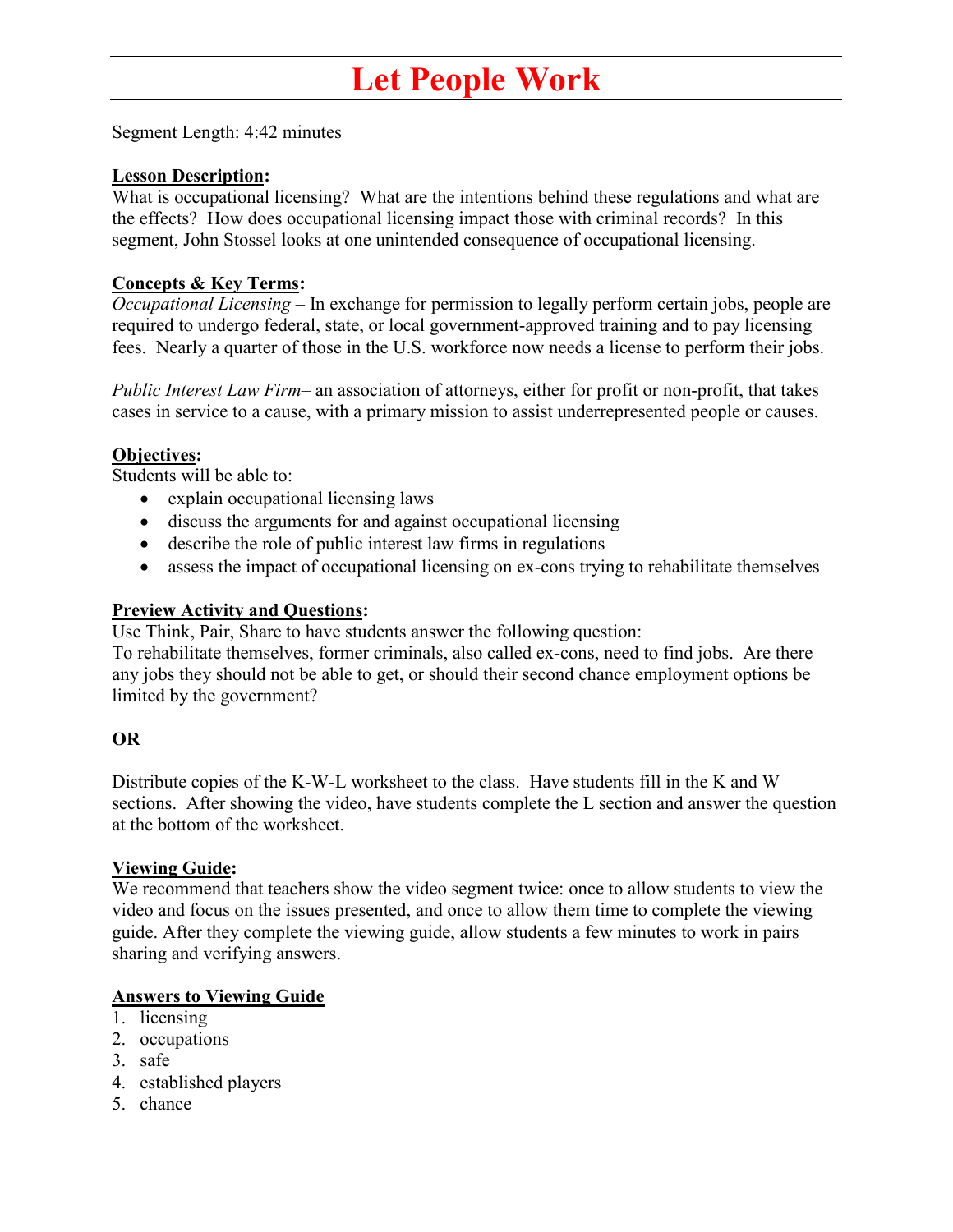# Let People Work

Segment Length: 4:42 minutes

**Lesson Description:**
What is occupational licensing? What are the intentions behind these regulations and what are the effects? How does occupational licensing impact those with criminal records? In this segment, John Stossel looks at one unintended consequence of occupational licensing.

**Concepts & Key Terms:**
*Occupational Licensing* – In exchange for permission to legally perform certain jobs, people are required to undergo federal, state, or local government-approved training and to pay licensing fees. Nearly a quarter of those in the U.S. workforce now needs a license to perform their jobs.

*Public Interest Law Firm*– an association of attorneys, either for profit or non-profit, that takes cases in service to a cause, with a primary mission to assist underrepresented people or causes.

**Objectives:**
Students will be able to:

- explain occupational licensing laws
- discuss the arguments for and against occupational licensing
- describe the role of public interest law firms in regulations
- assess the impact of occupational licensing on ex-cons trying to rehabilitate themselves

**Preview Activity and Questions:**
Use Think, Pair, Share to have students answer the following question:
To rehabilitate themselves, former criminals, also called ex-cons, need to find jobs. Are there any jobs they should not be able to get, or should their second chance employment options be limited by the government?

**OR**

Distribute copies of the K-W-L worksheet to the class. Have students fill in the K and W sections. After showing the video, have students complete the L section and answer the question at the bottom of the worksheet.

**Viewing Guide:**
We recommend that teachers show the video segment twice: once to allow students to view the video and focus on the issues presented, and once to allow them time to complete the viewing guide. After they complete the viewing guide, allow students a few minutes to work in pairs sharing and verifying answers.

**Answers to Viewing Guide**

1. licensing
2. occupations
3. safe
4. established players
5. chance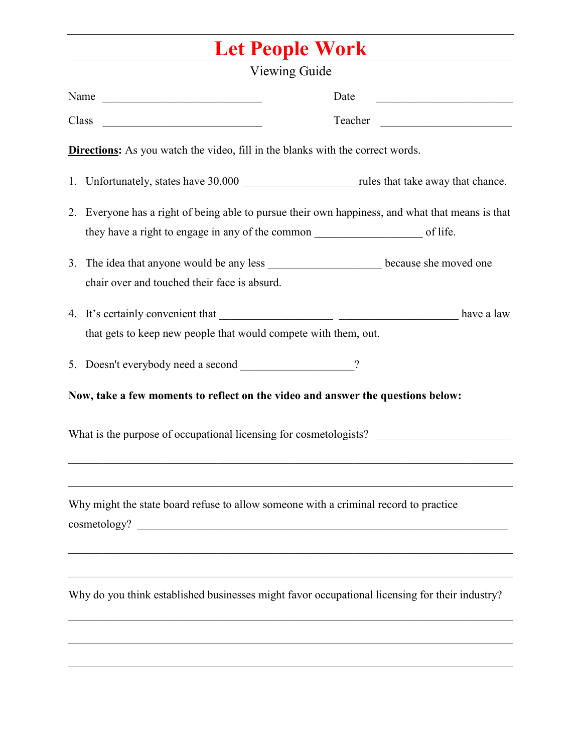# Let People Work

Viewing Guide

Name ____________________________ Date ________________________

Class ____________________________ Teacher ______________________

**Directions:** As you watch the video, fill in the blanks with the correct words.

1. Unfortunately, states have 30,000 ____________________ rules that take away that chance.

2. Everyone has a right of being able to pursue their own happiness, and what that means is that they have a right to engage in any of the common ___________________ of life.

3. The idea that anyone would be any less ____________________ because she moved one chair over and touched their face is absurd.

4. It's certainly convenient that ____________________ _____________________ have a law that gets to keep new people that would compete with them, out.

5. Doesn't everybody need a second ____________________?

**Now, take a few moments to reflect on the video and answer the questions below:**

What is the purpose of occupational licensing for cosmetologists? ________________________

_____________________________________________________________________________

_____________________________________________________________________________

Why might the state board refuse to allow someone with a criminal record to practice cosmetology? _____________________________________________________________

_____________________________________________________________________________

_____________________________________________________________________________

Why do you think established businesses might favor occupational licensing for their industry?

_____________________________________________________________________________

_____________________________________________________________________________

_____________________________________________________________________________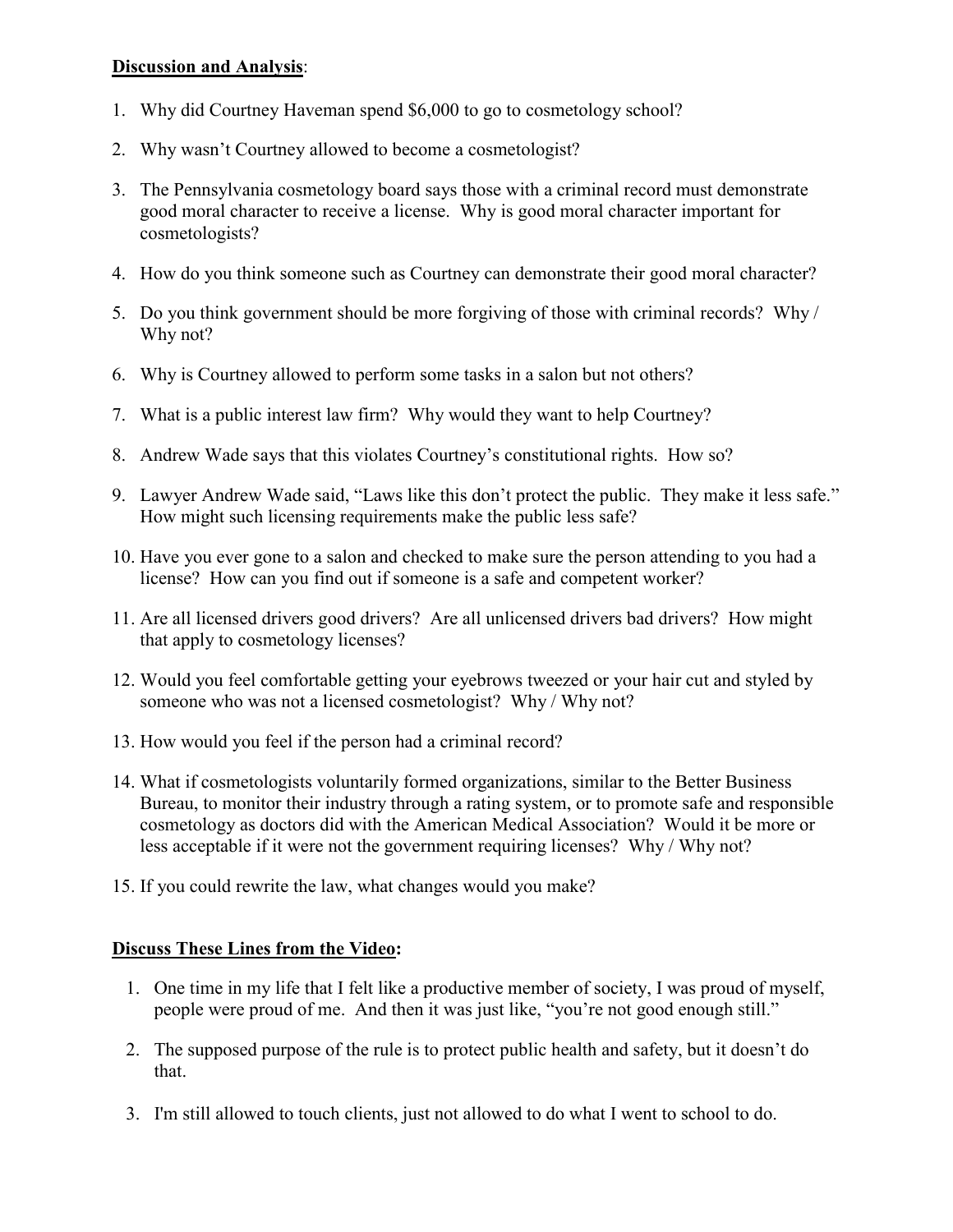**Discussion and Analysis**:

1. Why did Courtney Haveman spend $6,000 to go to cosmetology school?
2. Why wasn't Courtney allowed to become a cosmetologist?
3. The Pennsylvania cosmetology board says those with a criminal record must demonstrate good moral character to receive a license. Why is good moral character important for cosmetologists?
4. How do you think someone such as Courtney can demonstrate their good moral character?
5. Do you think government should be more forgiving of those with criminal records? Why / Why not?
6. Why is Courtney allowed to perform some tasks in a salon but not others?
7. What is a public interest law firm? Why would they want to help Courtney?
8. Andrew Wade says that this violates Courtney's constitutional rights. How so?
9. Lawyer Andrew Wade said, "Laws like this don't protect the public. They make it less safe." How might such licensing requirements make the public less safe?
10. Have you ever gone to a salon and checked to make sure the person attending to you had a license? How can you find out if someone is a safe and competent worker?
11. Are all licensed drivers good drivers? Are all unlicensed drivers bad drivers? How might that apply to cosmetology licenses?
12. Would you feel comfortable getting your eyebrows tweezed or your hair cut and styled by someone who was not a licensed cosmetologist? Why / Why not?
13. How would you feel if the person had a criminal record?
14. What if cosmetologists voluntarily formed organizations, similar to the Better Business Bureau, to monitor their industry through a rating system, or to promote safe and responsible cosmetology as doctors did with the American Medical Association? Would it be more or less acceptable if it were not the government requiring licenses? Why / Why not?
15. If you could rewrite the law, what changes would you make?

**Discuss These Lines from the Video:**

1. One time in my life that I felt like a productive member of society, I was proud of myself, people were proud of me. And then it was just like, "you're not good enough still."
2. The supposed purpose of the rule is to protect public health and safety, but it doesn't do that.
3. I'm still allowed to touch clients, just not allowed to do what I went to school to do.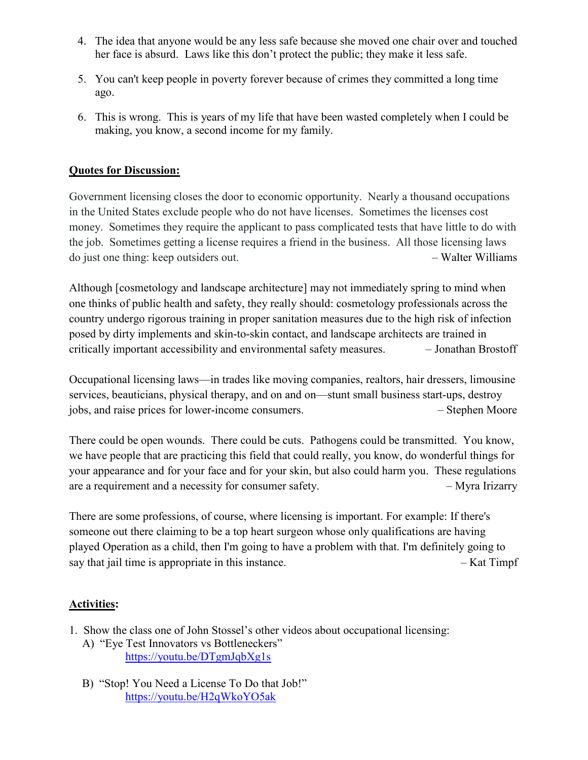4. The idea that anyone would be any less safe because she moved one chair over and touched her face is absurd. Laws like this don't protect the public; they make it less safe.

5. You can't keep people in poverty forever because of crimes they committed a long time ago.

6. This is wrong. This is years of my life that have been wasted completely when I could be making, you know, a second income for my family.

## **Quotes for Discussion:**

Government licensing closes the door to economic opportunity. Nearly a thousand occupations in the United States exclude people who do not have licenses. Sometimes the licenses cost money. Sometimes they require the applicant to pass complicated tests that have little to do with the job. Sometimes getting a license requires a friend in the business. All those licensing laws do just one thing: keep outsiders out. – Walter Williams

Although [cosmetology and landscape architecture] may not immediately spring to mind when one thinks of public health and safety, they really should: cosmetology professionals across the country undergo rigorous training in proper sanitation measures due to the high risk of infection posed by dirty implements and skin-to-skin contact, and landscape architects are trained in critically important accessibility and environmental safety measures. – Jonathan Brostoff

Occupational licensing laws—in trades like moving companies, realtors, hair dressers, limousine services, beauticians, physical therapy, and on and on—stunt small business start-ups, destroy jobs, and raise prices for lower-income consumers. – Stephen Moore

There could be open wounds. There could be cuts. Pathogens could be transmitted. You know, we have people that are practicing this field that could really, you know, do wonderful things for your appearance and for your face and for your skin, but also could harm you. These regulations are a requirement and a necessity for consumer safety. – Myra Irizarry

There are some professions, of course, where licensing is important. For example: If there's someone out there claiming to be a top heart surgeon whose only qualifications are having played Operation as a child, then I'm going to have a problem with that. I'm definitely going to say that jail time is appropriate in this instance. – Kat Timpf

## **Activities:**

1. Show the class one of John Stossel's other videos about occupational licensing:
   A) "Eye Test Innovators vs Bottleneckers"
   https://youtu.be/DTgmJqbXg1s

   B) "Stop! You Need a License To Do that Job!"
   https://youtu.be/H2qWkoYO5ak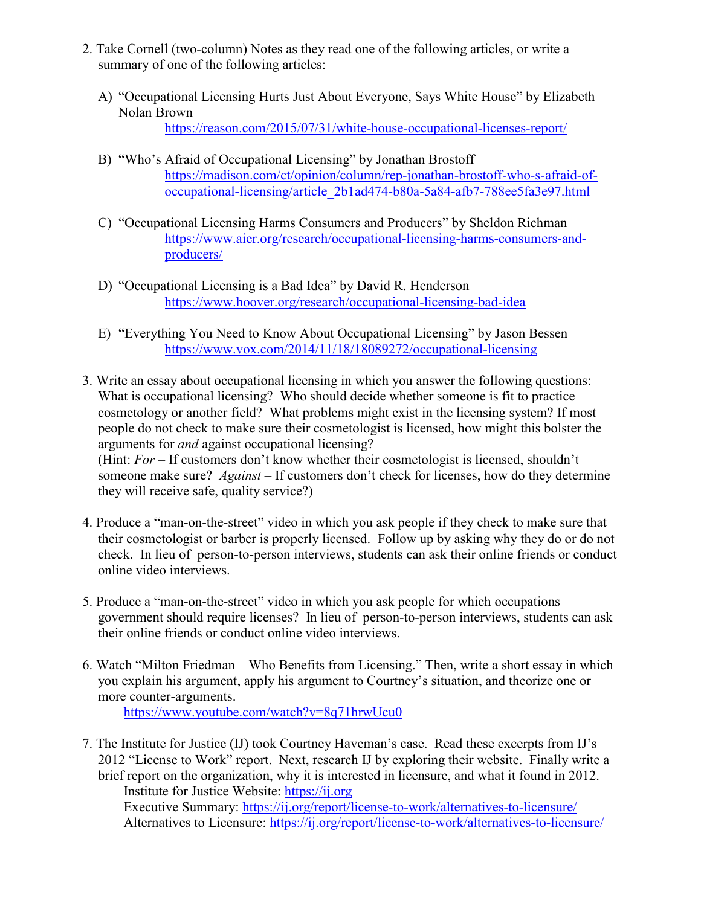2. Take Cornell (two-column) Notes as they read one of the following articles, or write a summary of one of the following articles:

   A) "Occupational Licensing Hurts Just About Everyone, Says White House" by Elizabeth Nolan Brown
   https://reason.com/2015/07/31/white-house-occupational-licenses-report/

   B) "Who's Afraid of Occupational Licensing" by Jonathan Brostoff
   https://madison.com/ct/opinion/column/rep-jonathan-brostoff-who-s-afraid-of-occupational-licensing/article_2b1ad474-b80a-5a84-afb7-788ee5fa3e97.html

   C) "Occupational Licensing Harms Consumers and Producers" by Sheldon Richman
   https://www.aier.org/research/occupational-licensing-harms-consumers-and-producers/

   D) "Occupational Licensing is a Bad Idea" by David R. Henderson
   https://www.hoover.org/research/occupational-licensing-bad-idea

   E) "Everything You Need to Know About Occupational Licensing" by Jason Bessen
   https://www.vox.com/2014/11/18/18089272/occupational-licensing

3. Write an essay about occupational licensing in which you answer the following questions: What is occupational licensing? Who should decide whether someone is fit to practice cosmetology or another field? What problems might exist in the licensing system? If most people do not check to make sure their cosmetologist is licensed, how might this bolster the arguments for *and* against occupational licensing?
   (Hint: *For* – If customers don't know whether their cosmetologist is licensed, shouldn't someone make sure? *Against* – If customers don't check for licenses, how do they determine they will receive safe, quality service?)

4. Produce a "man-on-the-street" video in which you ask people if they check to make sure that their cosmetologist or barber is properly licensed. Follow up by asking why they do or do not check. In lieu of person-to-person interviews, students can ask their online friends or conduct online video interviews.

5. Produce a "man-on-the-street" video in which you ask people for which occupations government should require licenses? In lieu of person-to-person interviews, students can ask their online friends or conduct online video interviews.

6. Watch "Milton Friedman – Who Benefits from Licensing." Then, write a short essay in which you explain his argument, apply his argument to Courtney's situation, and theorize one or more counter-arguments.
   https://www.youtube.com/watch?v=8q71hrwUcu0

7. The Institute for Justice (IJ) took Courtney Haveman's case. Read these excerpts from IJ's 2012 "License to Work" report. Next, research IJ by exploring their website. Finally write a brief report on the organization, why it is interested in licensure, and what it found in 2012.
   Institute for Justice Website: https://ij.org
   Executive Summary: https://ij.org/report/license-to-work/alternatives-to-licensure/
   Alternatives to Licensure: https://ij.org/report/license-to-work/alternatives-to-licensure/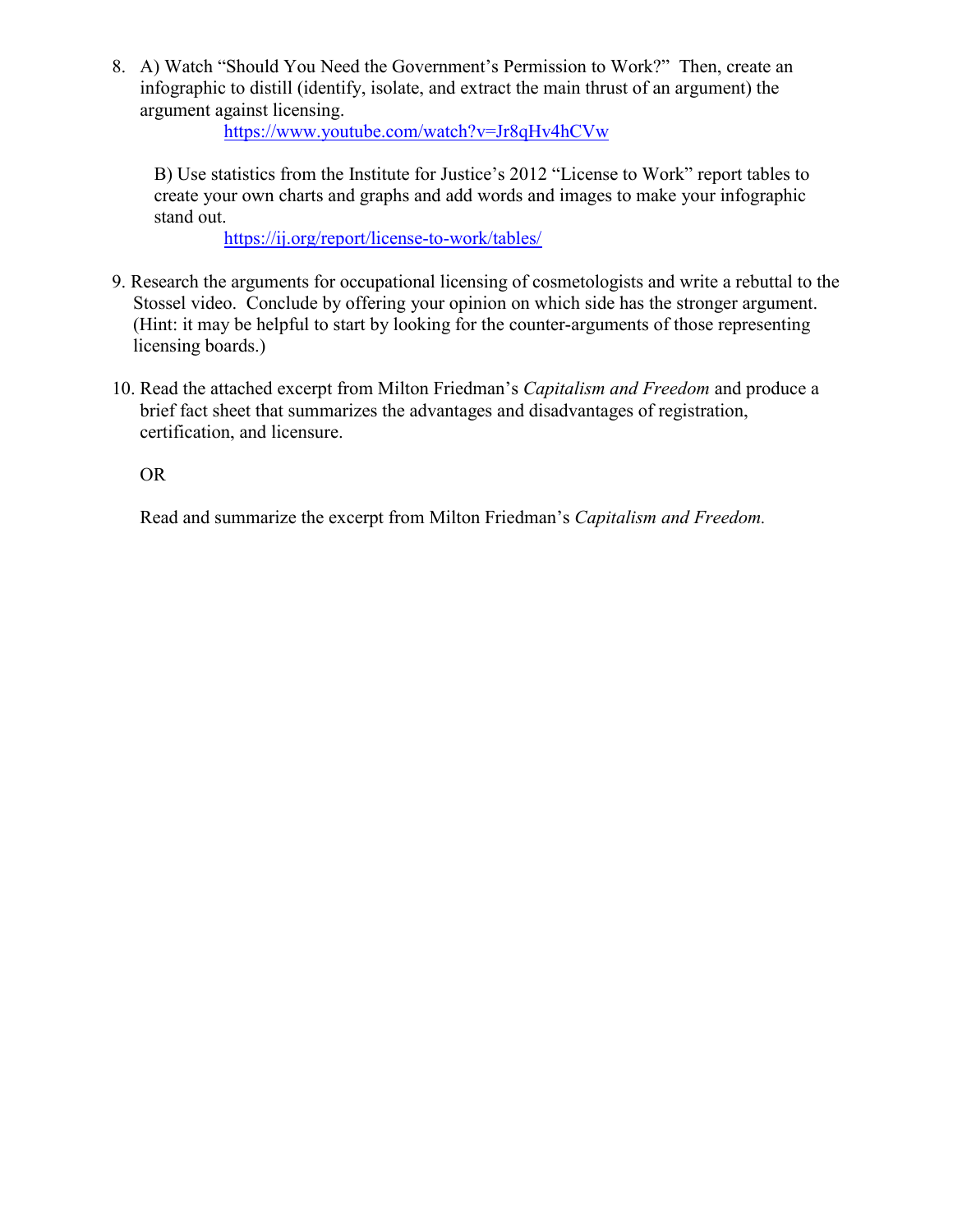8. A) Watch "Should You Need the Government's Permission to Work?" Then, create an infographic to distill (identify, isolate, and extract the main thrust of an argument) the argument against licensing.

   https://www.youtube.com/watch?v=Jr8qHv4hCVw

   B) Use statistics from the Institute for Justice's 2012 "License to Work" report tables to create your own charts and graphs and add words and images to make your infographic stand out.

   https://ij.org/report/license-to-work/tables/

9. Research the arguments for occupational licensing of cosmetologists and write a rebuttal to the Stossel video. Conclude by offering your opinion on which side has the stronger argument. (Hint: it may be helpful to start by looking for the counter-arguments of those representing licensing boards.)

10. Read the attached excerpt from Milton Friedman's *Capitalism and Freedom* and produce a brief fact sheet that summarizes the advantages and disadvantages of registration, certification, and licensure.

    OR

    Read and summarize the excerpt from Milton Friedman's *Capitalism and Freedom.*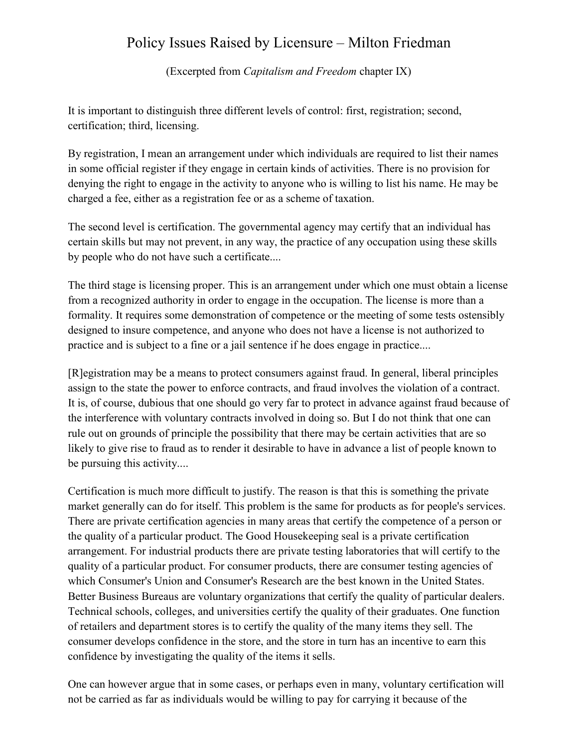# Policy Issues Raised by Licensure – Milton Friedman

(Excerpted from *Capitalism and Freedom* chapter IX)

It is important to distinguish three different levels of control: first, registration; second, certification; third, licensing.

By registration, I mean an arrangement under which individuals are required to list their names in some official register if they engage in certain kinds of activities. There is no provision for denying the right to engage in the activity to anyone who is willing to list his name. He may be charged a fee, either as a registration fee or as a scheme of taxation.

The second level is certification. The governmental agency may certify that an individual has certain skills but may not prevent, in any way, the practice of any occupation using these skills by people who do not have such a certificate....

The third stage is licensing proper. This is an arrangement under which one must obtain a license from a recognized authority in order to engage in the occupation. The license is more than a formality. It requires some demonstration of competence or the meeting of some tests ostensibly designed to insure competence, and anyone who does not have a license is not authorized to practice and is subject to a fine or a jail sentence if he does engage in practice....

[R]egistration may be a means to protect consumers against fraud. In general, liberal principles assign to the state the power to enforce contracts, and fraud involves the violation of a contract. It is, of course, dubious that one should go very far to protect in advance against fraud because of the interference with voluntary contracts involved in doing so. But I do not think that one can rule out on grounds of principle the possibility that there may be certain activities that are so likely to give rise to fraud as to render it desirable to have in advance a list of people known to be pursuing this activity....

Certification is much more difficult to justify. The reason is that this is something the private market generally can do for itself. This problem is the same for products as for people's services. There are private certification agencies in many areas that certify the competence of a person or the quality of a particular product. The Good Housekeeping seal is a private certification arrangement. For industrial products there are private testing laboratories that will certify to the quality of a particular product. For consumer products, there are consumer testing agencies of which Consumer's Union and Consumer's Research are the best known in the United States. Better Business Bureaus are voluntary organizations that certify the quality of particular dealers. Technical schools, colleges, and universities certify the quality of their graduates. One function of retailers and department stores is to certify the quality of the many items they sell. The consumer develops confidence in the store, and the store in turn has an incentive to earn this confidence by investigating the quality of the items it sells.

One can however argue that in some cases, or perhaps even in many, voluntary certification will not be carried as far as individuals would be willing to pay for carrying it because of the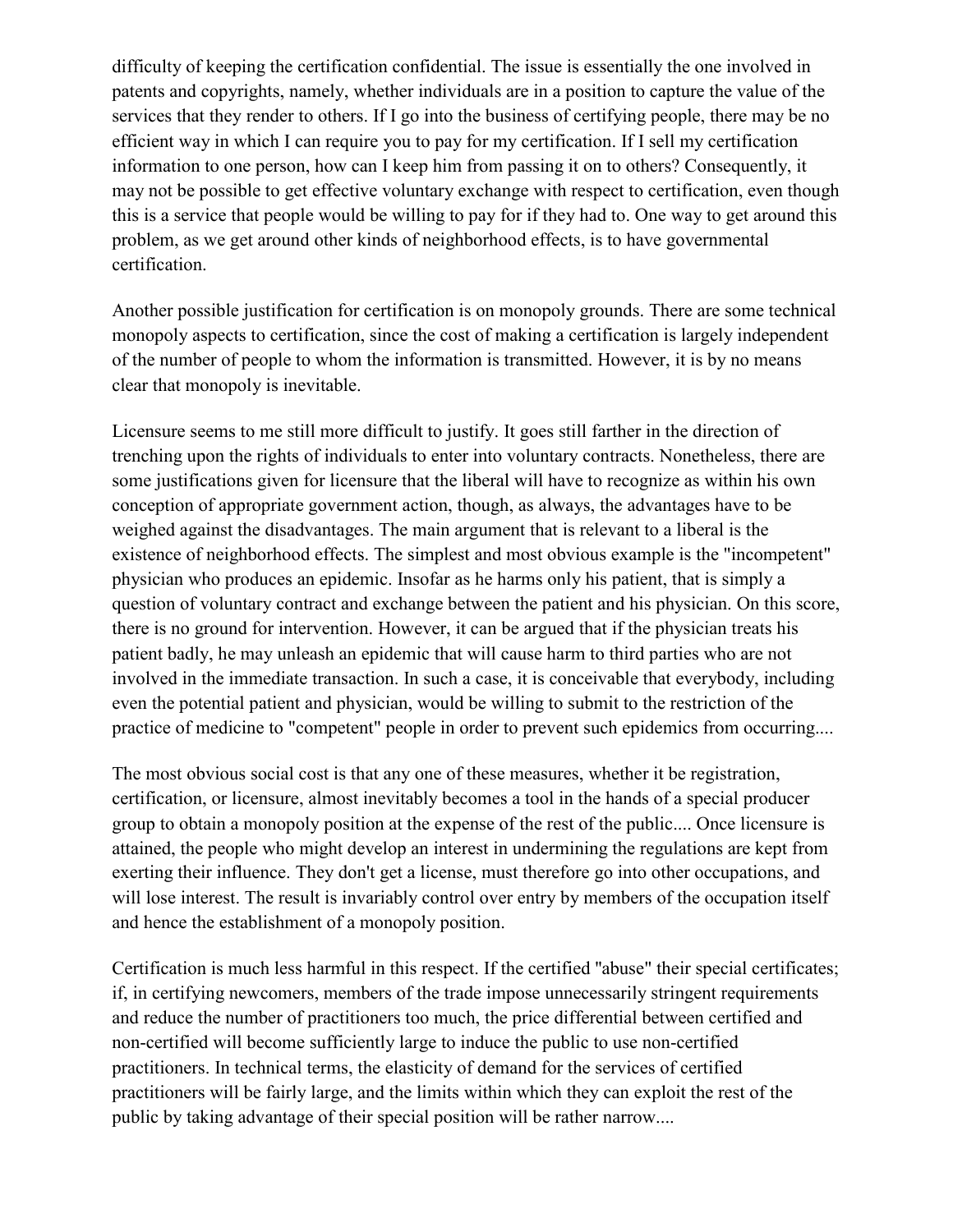difficulty of keeping the certification confidential. The issue is essentially the one involved in patents and copyrights, namely, whether individuals are in a position to capture the value of the services that they render to others. If I go into the business of certifying people, there may be no efficient way in which I can require you to pay for my certification. If I sell my certification information to one person, how can I keep him from passing it on to others? Consequently, it may not be possible to get effective voluntary exchange with respect to certification, even though this is a service that people would be willing to pay for if they had to. One way to get around this problem, as we get around other kinds of neighborhood effects, is to have governmental certification.

Another possible justification for certification is on monopoly grounds. There are some technical monopoly aspects to certification, since the cost of making a certification is largely independent of the number of people to whom the information is transmitted. However, it is by no means clear that monopoly is inevitable.

Licensure seems to me still more difficult to justify. It goes still farther in the direction of trenching upon the rights of individuals to enter into voluntary contracts. Nonetheless, there are some justifications given for licensure that the liberal will have to recognize as within his own conception of appropriate government action, though, as always, the advantages have to be weighed against the disadvantages. The main argument that is relevant to a liberal is the existence of neighborhood effects. The simplest and most obvious example is the "incompetent" physician who produces an epidemic. Insofar as he harms only his patient, that is simply a question of voluntary contract and exchange between the patient and his physician. On this score, there is no ground for intervention. However, it can be argued that if the physician treats his patient badly, he may unleash an epidemic that will cause harm to third parties who are not involved in the immediate transaction. In such a case, it is conceivable that everybody, including even the potential patient and physician, would be willing to submit to the restriction of the practice of medicine to "competent" people in order to prevent such epidemics from occurring....

The most obvious social cost is that any one of these measures, whether it be registration, certification, or licensure, almost inevitably becomes a tool in the hands of a special producer group to obtain a monopoly position at the expense of the rest of the public.... Once licensure is attained, the people who might develop an interest in undermining the regulations are kept from exerting their influence. They don't get a license, must therefore go into other occupations, and will lose interest. The result is invariably control over entry by members of the occupation itself and hence the establishment of a monopoly position.

Certification is much less harmful in this respect. If the certified "abuse" their special certificates; if, in certifying newcomers, members of the trade impose unnecessarily stringent requirements and reduce the number of practitioners too much, the price differential between certified and non-certified will become sufficiently large to induce the public to use non-certified practitioners. In technical terms, the elasticity of demand for the services of certified practitioners will be fairly large, and the limits within which they can exploit the rest of the public by taking advantage of their special position will be rather narrow....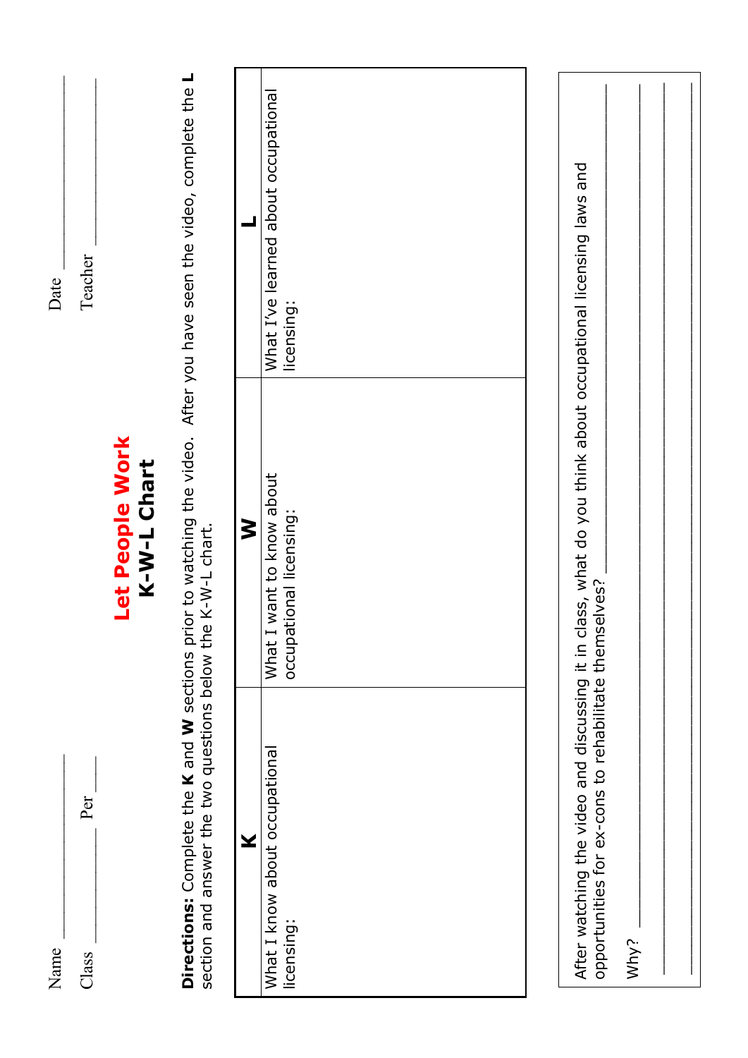Name _______________ Date _______________

Class _______________ Per ____ Teacher _______________

# Let People Work

## K-W-L Chart

**Directions:** Complete the **K** and **W** sections prior to watching the video. After you have seen the video, complete the **L** section and answer the two questions below the K-W-L chart.

| K | W | L |
|---|---|---|
| What I know about occupational licensing: | What I want to know about occupational licensing: | What I've learned about occupational licensing: |

After watching the video and discussing it in class, what do you think about occupational licensing laws and opportunities for ex-cons to rehabilitate themselves? _______________

Why? _______________

_______________

_______________